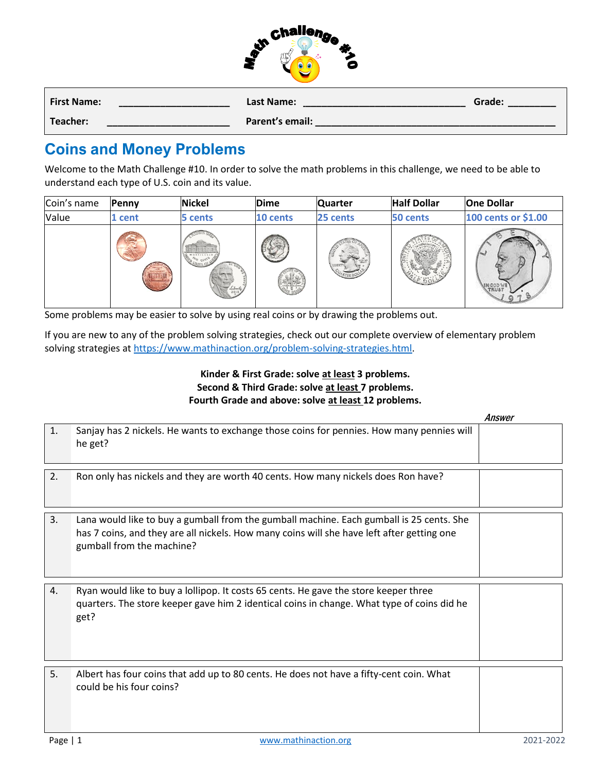# Math Challenge #10

| First Name: ____________________ | Last Name: ______________________________ | Grade: ________ |
|---|---|---|
| Teacher: ______________________ | Parent's email: ____________________________________________ | |

## Coins and Money Problems

Welcome to the Math Challenge #10. In order to solve the math problems in this challenge, we need to be able to understand each type of U.S. coin and its value.

| Coin's name | Penny | Nickel | Dime | Quarter | Half Dollar | One Dollar |
|---|---|---|---|---|---|---|
| Value | 1 cent | 5 cents | 10 cents | 25 cents | 50 cents | 100 cents or $1.00 |

Some problems may be easier to solve by using real coins or by drawing the problems out.

If you are new to any of the problem solving strategies, check out our complete overview of elementary problem solving strategies at https://www.mathinaction.org/problem-solving-strategies.html.

**Kinder & First Grade: solve at least 3 problems.**
**Second & Third Grade: solve at least 7 problems.**
**Fourth Grade and above: solve at least 12 problems.**

| # | Problem | *Answer* |
|---|---|---|
| 1. | Sanjay has 2 nickels. He wants to exchange those coins for pennies. How many pennies will he get? | |
| 2. | Ron only has nickels and they are worth 40 cents. How many nickels does Ron have? | |
| 3. | Lana would like to buy a gumball from the gumball machine. Each gumball is 25 cents. She has 7 coins, and they are all nickels. How many coins will she have left after getting one gumball from the machine? | |
| 4. | Ryan would like to buy a lollipop. It costs 65 cents. He gave the store keeper three quarters. The store keeper gave him 2 identical coins in change. What type of coins did he get? | |
| 5. | Albert has four coins that add up to 80 cents. He does not have a fifty-cent coin. What could be his four coins? | |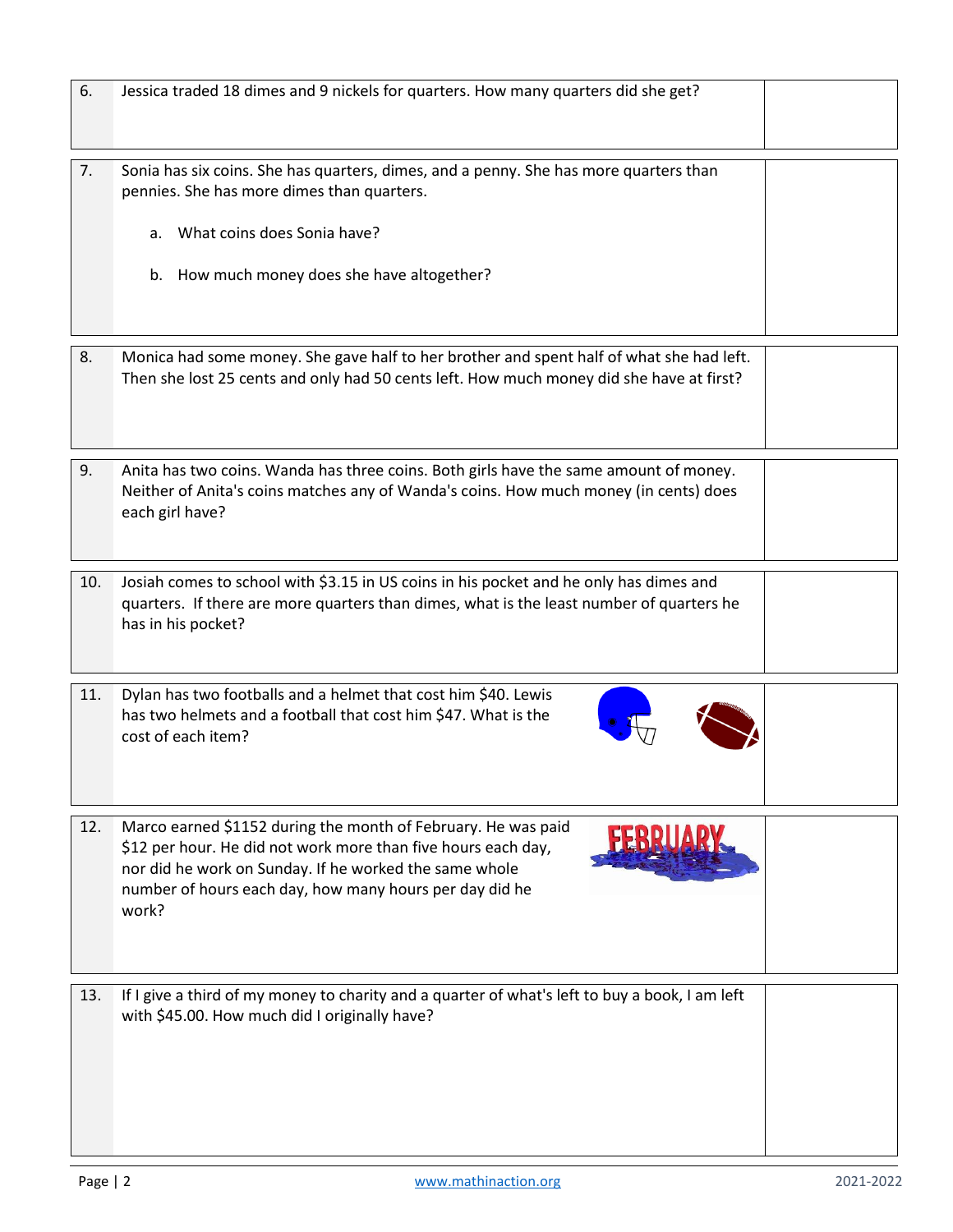| | | |
|---|---|---|
| 6. | Jessica traded 18 dimes and 9 nickels for quarters. How many quarters did she get? | |
| 7. | Sonia has six coins. She has quarters, dimes, and a penny. She has more quarters than pennies. She has more dimes than quarters.<br><br>a. What coins does Sonia have?<br><br>b. How much money does she have altogether? | |
| 8. | Monica had some money. She gave half to her brother and spent half of what she had left. Then she lost 25 cents and only had 50 cents left. How much money did she have at first? | |
| 9. | Anita has two coins. Wanda has three coins. Both girls have the same amount of money. Neither of Anita's coins matches any of Wanda's coins. How much money (in cents) does each girl have? | |
| 10. | Josiah comes to school with $3.15 in US coins in his pocket and he only has dimes and quarters. If there are more quarters than dimes, what is the least number of quarters he has in his pocket? | |
| 11. | Dylan has two footballs and a helmet that cost him $40. Lewis has two helmets and a football that cost him $47. What is the cost of each item? | |
| 12. | Marco earned $1152 during the month of February. He was paid $12 per hour. He did not work more than five hours each day, nor did he work on Sunday. If he worked the same whole number of hours each day, how many hours per day did he work? | |
| 13. | If I give a third of my money to charity and a quarter of what's left to buy a book, I am left with $45.00. How much did I originally have? | |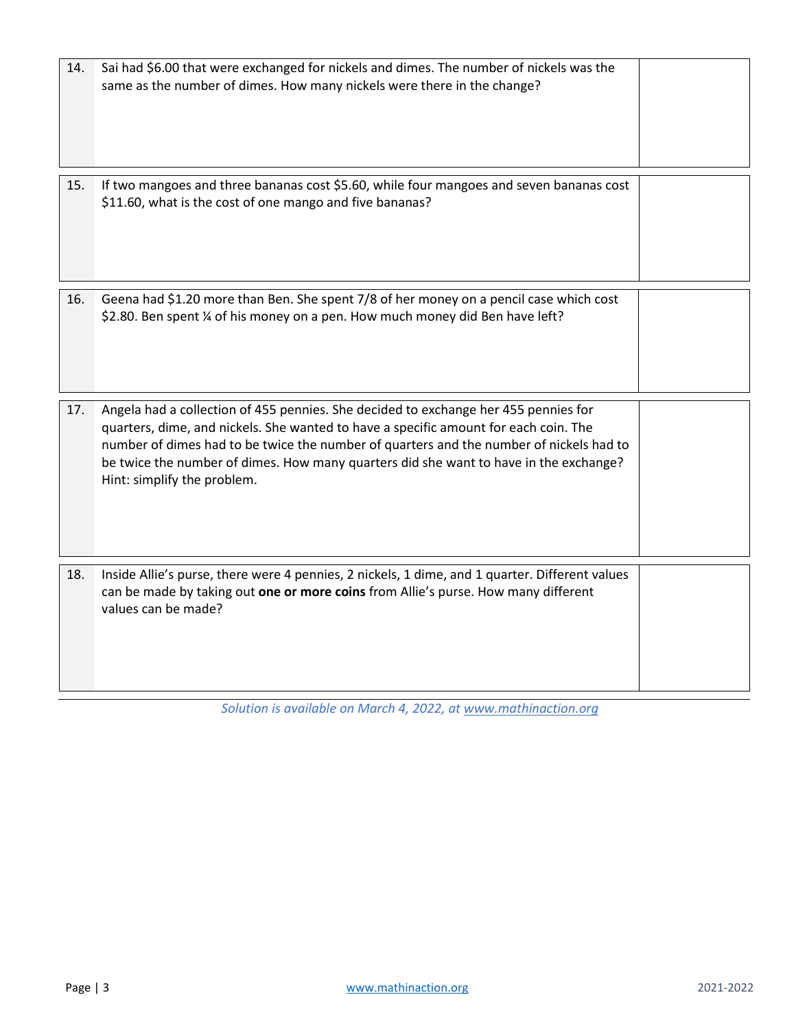| | | |
|---|---|---|
| 14. | Sai had \$6.00 that were exchanged for nickels and dimes. The number of nickels was the same as the number of dimes. How many nickels were there in the change? | |
| 15. | If two mangoes and three bananas cost \$5.60, while four mangoes and seven bananas cost \$11.60, what is the cost of one mango and five bananas? | |
| 16. | Geena had \$1.20 more than Ben. She spent 7/8 of her money on a pencil case which cost \$2.80. Ben spent ¼ of his money on a pen. How much money did Ben have left? | |
| 17. | Angela had a collection of 455 pennies. She decided to exchange her 455 pennies for quarters, dime, and nickels. She wanted to have a specific amount for each coin. The number of dimes had to be twice the number of quarters and the number of nickels had to be twice the number of dimes. How many quarters did she want to have in the exchange? Hint: simplify the problem. | |
| 18. | Inside Allie's purse, there were 4 pennies, 2 nickels, 1 dime, and 1 quarter. Different values can be made by taking out **one or more coins** from Allie's purse. How many different values can be made? | |

*Solution is available on March 4, 2022, at www.mathinaction.org*